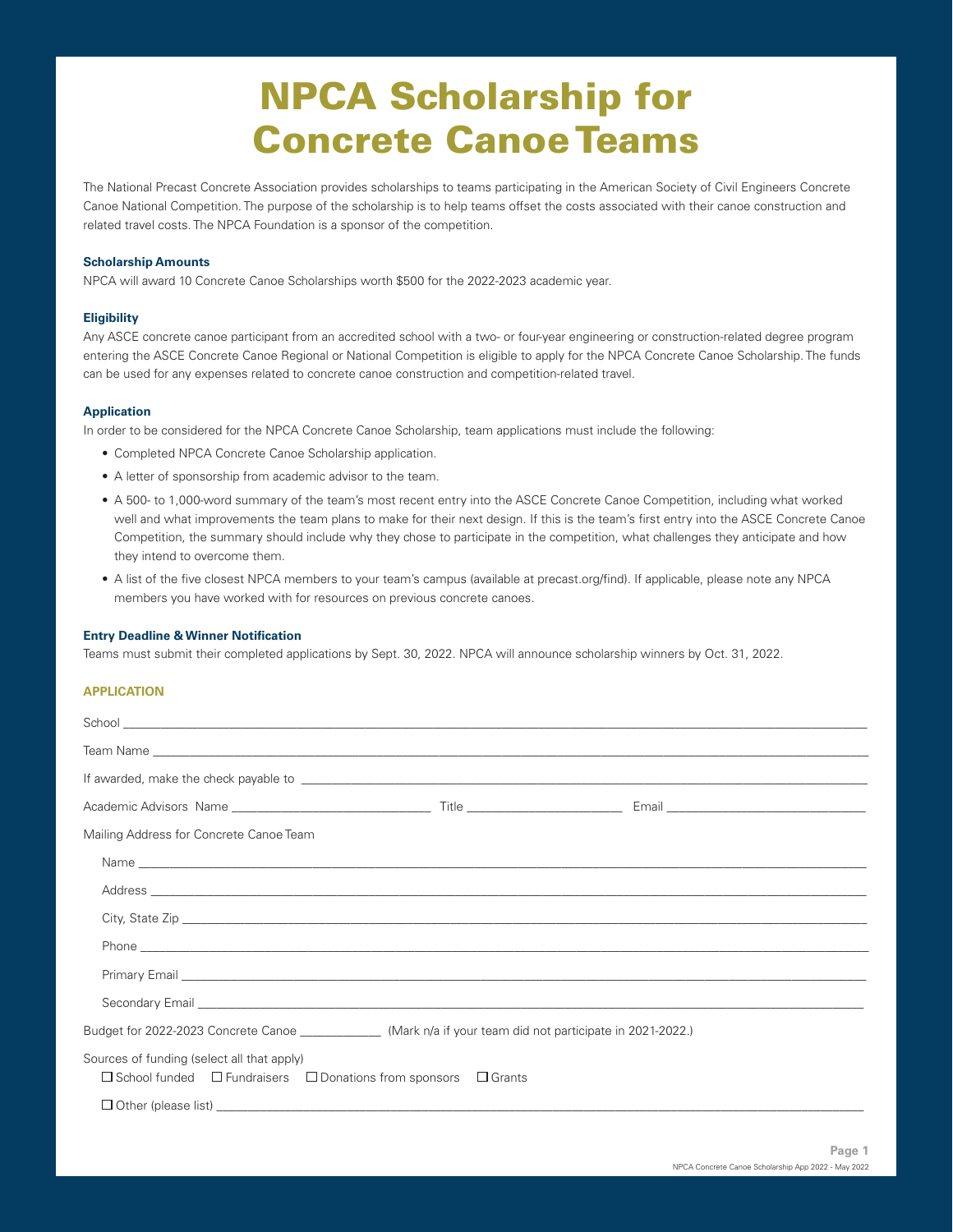# NPCA Scholarship for Concrete Canoe Teams

The National Precast Concrete Association provides scholarships to teams participating in the American Society of Civil Engineers Concrete Canoe National Competition. The purpose of the scholarship is to help teams offset the costs associated with their canoe construction and related travel costs. The NPCA Foundation is a sponsor of the competition.

### Scholarship Amounts

NPCA will award 10 Concrete Canoe Scholarships worth $500 for the 2022-2023 academic year.

### Eligibility

Any ASCE concrete canoe participant from an accredited school with a two- or four-year engineering or construction-related degree program entering the ASCE Concrete Canoe Regional or National Competition is eligible to apply for the NPCA Concrete Canoe Scholarship. The funds can be used for any expenses related to concrete canoe construction and competition-related travel.

### Application

In order to be considered for the NPCA Concrete Canoe Scholarship, team applications must include the following:

- Completed NPCA Concrete Canoe Scholarship application.
- A letter of sponsorship from academic advisor to the team.
- A 500- to 1,000-word summary of the team's most recent entry into the ASCE Concrete Canoe Competition, including what worked well and what improvements the team plans to make for their next design. If this is the team's first entry into the ASCE Concrete Canoe Competition, the summary should include why they chose to participate in the competition, what challenges they anticipate and how they intend to overcome them.
- A list of the five closest NPCA members to your team's campus (available at precast.org/find). If applicable, please note any NPCA members you have worked with for resources on previous concrete canoes.

### Entry Deadline & Winner Notification

Teams must submit their completed applications by Sept. 30, 2022. NPCA will announce scholarship winners by Oct. 31, 2022.

## APPLICATION

School ______________________________

Team Name ______________________________

If awarded, make the check payable to ______________________________

Academic Advisors Name ______________ Title ______________ Email ______________

Mailing Address for Concrete Canoe Team

Name ______________________________

Address ______________________________

City, State Zip ______________________________

Phone ______________________________

Primary Email ______________________________

Secondary Email ______________________________

Budget for 2022-2023 Concrete Canoe ____________ (Mark n/a if your team did not participate in 2021-2022.)

Sources of funding (select all that apply)

☐ School funded ☐ Fundraisers ☐ Donations from sponsors ☐ Grants

☐ Other (please list) ______________________________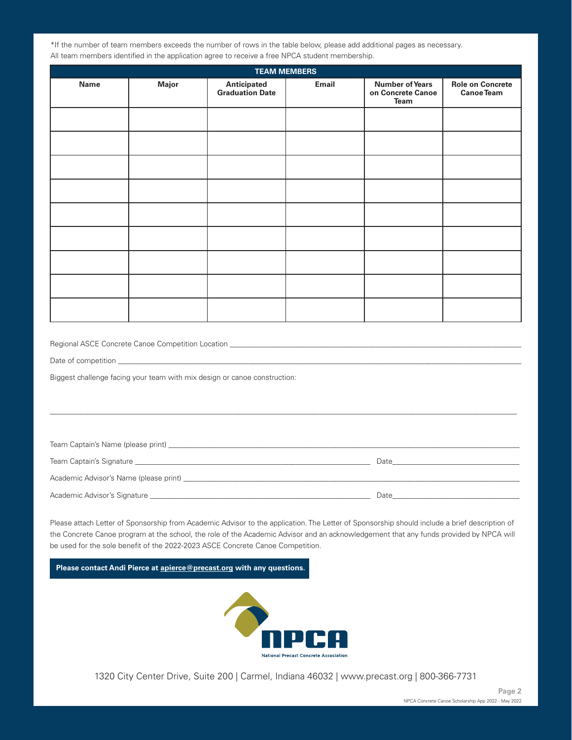*If the number of team members exceeds the number of rows in the table below, please add additional pages as necessary.
All team members identified in the application agree to receive a free NPCA student membership.

| TEAM MEMBERS | | | | | |
|---|---|---|---|---|---|
| **Name** | **Major** | **Anticipated Graduation Date** | **Email** | **Number of Years on Concrete Canoe Team** | **Role on Concrete Canoe Team** |
| | | | | | |
| | | | | | |
| | | | | | |
| | | | | | |
| | | | | | |
| | | | | | |
| | | | | | |
| | | | | | |
| | | | | | |

Regional ASCE Concrete Canoe Competition Location ____________________

Date of competition ____________________

Biggest challenge facing your team with mix design or canoe construction:

____________________

Team Captain's Name (please print) ____________________

Team Captain's Signature ____________________ Date____________________

Academic Advisor's Name (please print) ____________________

Academic Advisor's Signature ____________________ Date____________________

Please attach Letter of Sponsorship from Academic Advisor to the application. The Letter of Sponsorship should include a brief description of the Concrete Canoe program at the school, the role of the Academic Advisor and an acknowledgement that any funds provided by NPCA will be used for the sole benefit of the 2022-2023 ASCE Concrete Canoe Competition.

**Please contact Andi Pierce at apierce@precast.org with any questions.**

NPCA
National Precast Concrete Association

1320 City Center Drive, Suite 200 | Carmel, Indiana 46032 | www.precast.org | 800-366-7731

NPCA Concrete Canoe Scholarship App 2022 - May 2022